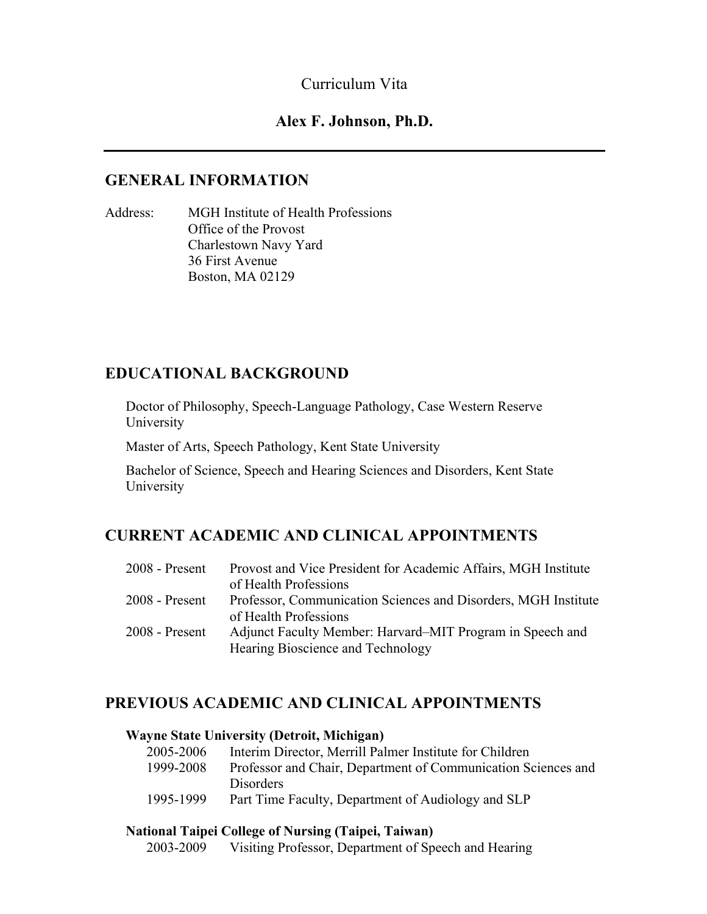Curriculum Vita

# Alex F. Johnson, Ph.D.

---

## GENERAL INFORMATION

Address: MGH Institute of Health Professions
Office of the Provost
Charlestown Navy Yard
36 First Avenue
Boston, MA 02129

## EDUCATIONAL BACKGROUND

Doctor of Philosophy, Speech-Language Pathology, Case Western Reserve University

Master of Arts, Speech Pathology, Kent State University

Bachelor of Science, Speech and Hearing Sciences and Disorders, Kent State University

## CURRENT ACADEMIC AND CLINICAL APPOINTMENTS

| | |
|---|---|
| 2008 - Present | Provost and Vice President for Academic Affairs, MGH Institute of Health Professions |
| 2008 - Present | Professor, Communication Sciences and Disorders, MGH Institute of Health Professions |
| 2008 - Present | Adjunct Faculty Member: Harvard–MIT Program in Speech and Hearing Bioscience and Technology |

## PREVIOUS ACADEMIC AND CLINICAL APPOINTMENTS

**Wayne State University (Detroit, Michigan)**

| | |
|---|---|
| 2005-2006 | Interim Director, Merrill Palmer Institute for Children |
| 1999-2008 | Professor and Chair, Department of Communication Sciences and Disorders |
| 1995-1999 | Part Time Faculty, Department of Audiology and SLP |

**National Taipei College of Nursing (Taipei, Taiwan)**

| | |
|---|---|
| 2003-2009 | Visiting Professor, Department of Speech and Hearing |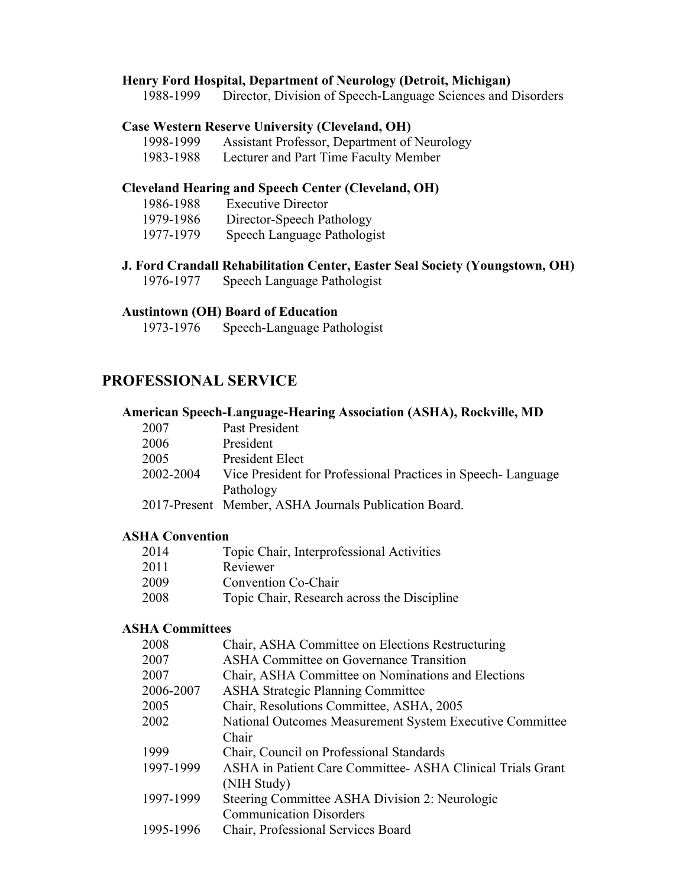**Henry Ford Hospital, Department of Neurology (Detroit, Michigan)**

1988-1999 Director, Division of Speech-Language Sciences and Disorders

**Case Western Reserve University (Cleveland, OH)**

1998-1999 Assistant Professor, Department of Neurology
1983-1988 Lecturer and Part Time Faculty Member

**Cleveland Hearing and Speech Center (Cleveland, OH)**

1986-1988 Executive Director
1979-1986 Director-Speech Pathology
1977-1979 Speech Language Pathologist

**J. Ford Crandall Rehabilitation Center, Easter Seal Society (Youngstown, OH)**

1976-1977 Speech Language Pathologist

**Austintown (OH) Board of Education**

1973-1976 Speech-Language Pathologist

## PROFESSIONAL SERVICE

**American Speech-Language-Hearing Association (ASHA), Rockville, MD**

2007 Past President
2006 President
2005 President Elect
2002-2004 Vice President for Professional Practices in Speech- Language Pathology
2017-Present Member, ASHA Journals Publication Board.

**ASHA Convention**

2014 Topic Chair, Interprofessional Activities
2011 Reviewer
2009 Convention Co-Chair
2008 Topic Chair, Research across the Discipline

**ASHA Committees**

2008 Chair, ASHA Committee on Elections Restructuring
2007 ASHA Committee on Governance Transition
2007 Chair, ASHA Committee on Nominations and Elections
2006-2007 ASHA Strategic Planning Committee
2005 Chair, Resolutions Committee, ASHA, 2005
2002 National Outcomes Measurement System Executive Committee Chair
1999 Chair, Council on Professional Standards
1997-1999 ASHA in Patient Care Committee- ASHA Clinical Trials Grant (NIH Study)
1997-1999 Steering Committee ASHA Division 2: Neurologic Communication Disorders
1995-1996 Chair, Professional Services Board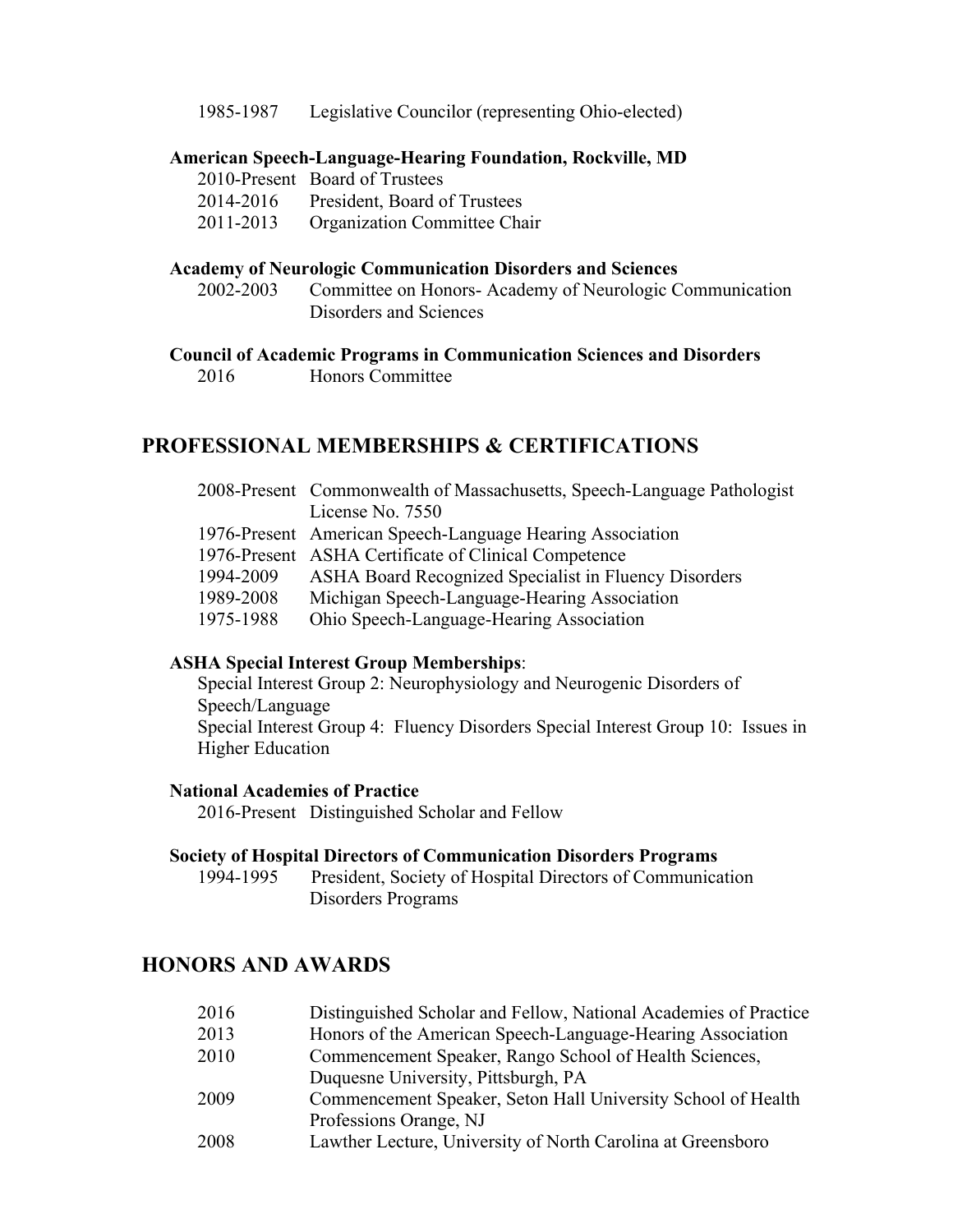1985-1987 Legislative Councilor (representing Ohio-elected)

**American Speech-Language-Hearing Foundation, Rockville, MD**

2010-Present Board of Trustees
2014-2016 President, Board of Trustees
2011-2013 Organization Committee Chair

**Academy of Neurologic Communication Disorders and Sciences**

2002-2003 Committee on Honors- Academy of Neurologic Communication Disorders and Sciences

**Council of Academic Programs in Communication Sciences and Disorders**

2016 Honors Committee

## PROFESSIONAL MEMBERSHIPS & CERTIFICATIONS

2008-Present Commonwealth of Massachusetts, Speech-Language Pathologist License No. 7550
1976-Present American Speech-Language Hearing Association
1976-Present ASHA Certificate of Clinical Competence
1994-2009 ASHA Board Recognized Specialist in Fluency Disorders
1989-2008 Michigan Speech-Language-Hearing Association
1975-1988 Ohio Speech-Language-Hearing Association

**ASHA Special Interest Group Memberships**:

Special Interest Group 2: Neurophysiology and Neurogenic Disorders of Speech/Language
Special Interest Group 4: Fluency Disorders Special Interest Group 10: Issues in Higher Education

**National Academies of Practice**

2016-Present Distinguished Scholar and Fellow

**Society of Hospital Directors of Communication Disorders Programs**

1994-1995 President, Society of Hospital Directors of Communication Disorders Programs

## HONORS AND AWARDS

2016 Distinguished Scholar and Fellow, National Academies of Practice
2013 Honors of the American Speech-Language-Hearing Association
2010 Commencement Speaker, Rango School of Health Sciences, Duquesne University, Pittsburgh, PA
2009 Commencement Speaker, Seton Hall University School of Health Professions Orange, NJ
2008 Lawther Lecture, University of North Carolina at Greensboro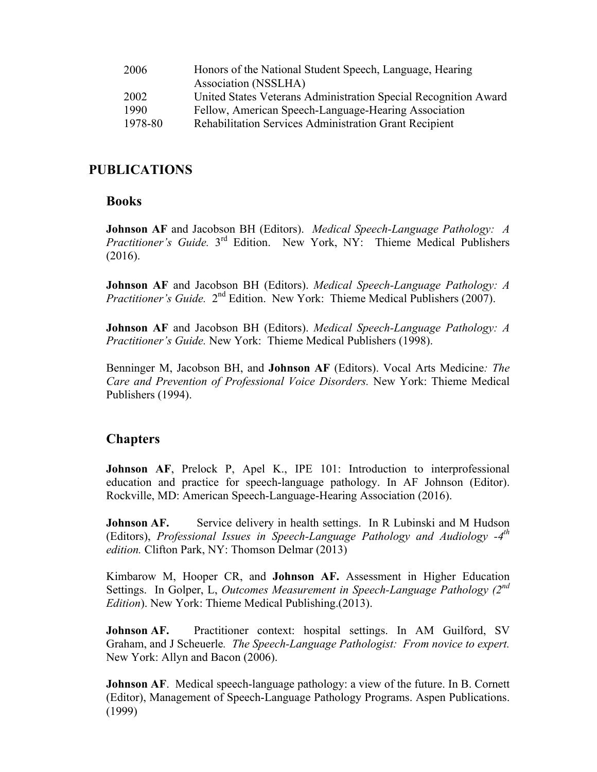| | |
|---|---|
| 2006 | Honors of the National Student Speech, Language, Hearing Association (NSSLHA) |
| 2002 | United States Veterans Administration Special Recognition Award |
| 1990 | Fellow, American Speech-Language-Hearing Association |
| 1978-80 | Rehabilitation Services Administration Grant Recipient |

## PUBLICATIONS

### Books

**Johnson AF** and Jacobson BH (Editors). *Medical Speech-Language Pathology: A Practitioner's Guide.* 3rd Edition. New York, NY: Thieme Medical Publishers (2016).

**Johnson AF** and Jacobson BH (Editors). *Medical Speech-Language Pathology: A Practitioner's Guide.* 2nd Edition. New York: Thieme Medical Publishers (2007).

**Johnson AF** and Jacobson BH (Editors). *Medical Speech-Language Pathology: A Practitioner's Guide.* New York: Thieme Medical Publishers (1998).

Benninger M, Jacobson BH, and **Johnson AF** (Editors). Vocal Arts Medicine*: The Care and Prevention of Professional Voice Disorders.* New York: Thieme Medical Publishers (1994).

### Chapters

**Johnson AF**, Prelock P, Apel K., IPE 101: Introduction to interprofessional education and practice for speech-language pathology. In AF Johnson (Editor). Rockville, MD: American Speech-Language-Hearing Association (2016).

**Johnson AF.** Service delivery in health settings. In R Lubinski and M Hudson (Editors), *Professional Issues in Speech-Language Pathology and Audiology -4th edition.* Clifton Park, NY: Thomson Delmar (2013)

Kimbarow M, Hooper CR, and **Johnson AF.** Assessment in Higher Education Settings. In Golper, L, *Outcomes Measurement in Speech-Language Pathology (2nd Edition*). New York: Thieme Medical Publishing.(2013).

**Johnson AF.** Practitioner context: hospital settings. In AM Guilford, SV Graham, and J Scheuerle*. The Speech-Language Pathologist: From novice to expert.* New York: Allyn and Bacon (2006).

**Johnson AF**. Medical speech-language pathology: a view of the future. In B. Cornett (Editor), Management of Speech-Language Pathology Programs. Aspen Publications. (1999)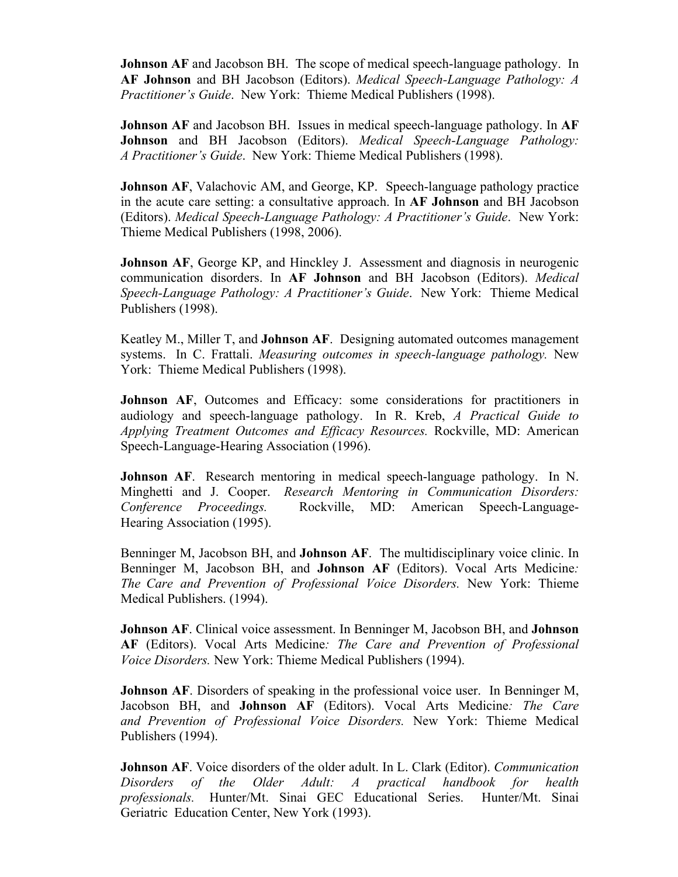**Johnson AF** and Jacobson BH. The scope of medical speech-language pathology. In **AF Johnson** and BH Jacobson (Editors). *Medical Speech-Language Pathology: A Practitioner's Guide*. New York: Thieme Medical Publishers (1998).

**Johnson AF** and Jacobson BH. Issues in medical speech-language pathology. In **AF Johnson** and BH Jacobson (Editors). *Medical Speech-Language Pathology: A Practitioner's Guide*. New York: Thieme Medical Publishers (1998).

**Johnson AF**, Valachovic AM, and George, KP. Speech-language pathology practice in the acute care setting: a consultative approach. In **AF Johnson** and BH Jacobson (Editors). *Medical Speech-Language Pathology: A Practitioner's Guide*. New York: Thieme Medical Publishers (1998, 2006).

**Johnson AF**, George KP, and Hinckley J. Assessment and diagnosis in neurogenic communication disorders. In **AF Johnson** and BH Jacobson (Editors). *Medical Speech-Language Pathology: A Practitioner's Guide*. New York: Thieme Medical Publishers (1998).

Keatley M., Miller T, and **Johnson AF**. Designing automated outcomes management systems. In C. Frattali. *Measuring outcomes in speech-language pathology.* New York: Thieme Medical Publishers (1998).

**Johnson AF**, Outcomes and Efficacy: some considerations for practitioners in audiology and speech-language pathology. In R. Kreb, *A Practical Guide to Applying Treatment Outcomes and Efficacy Resources.* Rockville, MD: American Speech-Language-Hearing Association (1996).

**Johnson AF**. Research mentoring in medical speech-language pathology. In N. Minghetti and J. Cooper. *Research Mentoring in Communication Disorders: Conference Proceedings.* Rockville, MD: American Speech-Language-Hearing Association (1995).

Benninger M, Jacobson BH, and **Johnson AF**. The multidisciplinary voice clinic. In Benninger M, Jacobson BH, and **Johnson AF** (Editors). Vocal Arts Medicine*: The Care and Prevention of Professional Voice Disorders.* New York: Thieme Medical Publishers. (1994).

**Johnson AF**. Clinical voice assessment. In Benninger M, Jacobson BH, and **Johnson AF** (Editors). Vocal Arts Medicine*: The Care and Prevention of Professional Voice Disorders.* New York: Thieme Medical Publishers (1994).

**Johnson AF**. Disorders of speaking in the professional voice user. In Benninger M, Jacobson BH, and **Johnson AF** (Editors). Vocal Arts Medicine*: The Care and Prevention of Professional Voice Disorders.* New York: Thieme Medical Publishers (1994).

**Johnson AF**. Voice disorders of the older adult. In L. Clark (Editor). *Communication Disorders of the Older Adult: A practical handbook for health professionals.* Hunter/Mt. Sinai GEC Educational Series. Hunter/Mt. Sinai Geriatric Education Center, New York (1993).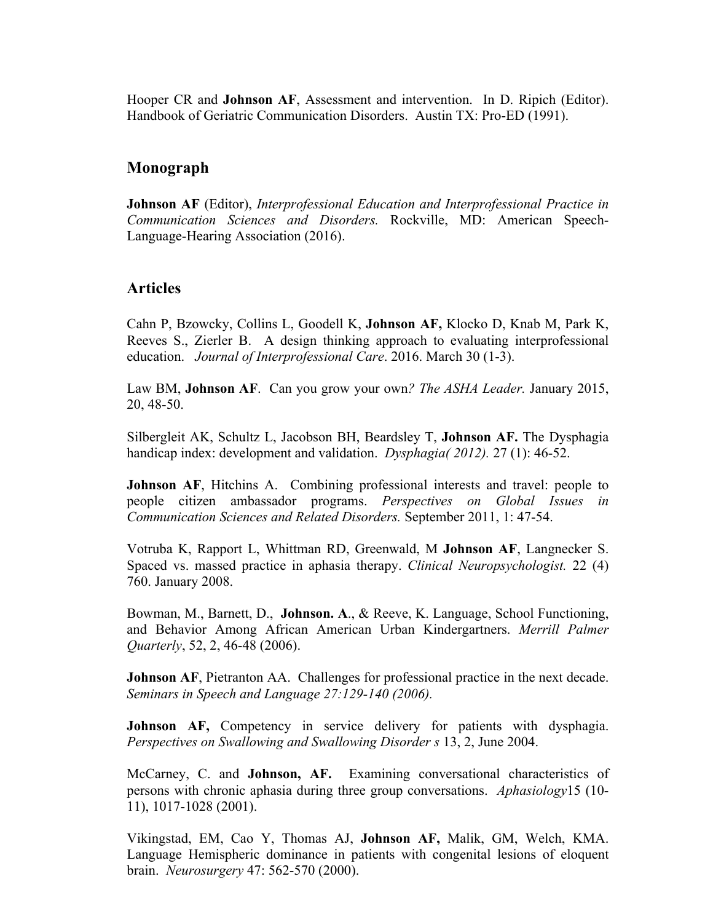Hooper CR and **Johnson AF**, Assessment and intervention. In D. Ripich (Editor). Handbook of Geriatric Communication Disorders. Austin TX: Pro-ED (1991).

## Monograph

**Johnson AF** (Editor), *Interprofessional Education and Interprofessional Practice in Communication Sciences and Disorders.* Rockville, MD: American Speech-Language-Hearing Association (2016).

## Articles

Cahn P, Bzowcky, Collins L, Goodell K, **Johnson AF,** Klocko D, Knab M, Park K, Reeves S., Zierler B. A design thinking approach to evaluating interprofessional education. *Journal of Interprofessional Care*. 2016. March 30 (1-3).

Law BM, **Johnson AF**. Can you grow your own*? The ASHA Leader.* January 2015, 20, 48-50.

Silbergleit AK, Schultz L, Jacobson BH, Beardsley T, **Johnson AF.** The Dysphagia handicap index: development and validation. *Dysphagia( 2012).* 27 (1): 46-52.

**Johnson AF**, Hitchins A. Combining professional interests and travel: people to people citizen ambassador programs. *Perspectives on Global Issues in Communication Sciences and Related Disorders.* September 2011, 1: 47-54.

Votruba K, Rapport L, Whittman RD, Greenwald, M **Johnson AF**, Langnecker S. Spaced vs. massed practice in aphasia therapy. *Clinical Neuropsychologist.* 22 (4) 760. January 2008.

Bowman, M., Barnett, D., **Johnson. A**., & Reeve, K. Language, School Functioning, and Behavior Among African American Urban Kindergartners. *Merrill Palmer Quarterly*, 52, 2, 46-48 (2006).

**Johnson AF**, Pietranton AA. Challenges for professional practice in the next decade. *Seminars in Speech and Language 27:129-140 (2006).*

**Johnson AF,** Competency in service delivery for patients with dysphagia. *Perspectives on Swallowing and Swallowing Disorder s* 13, 2, June 2004.

McCarney, C. and **Johnson, AF.** Examining conversational characteristics of persons with chronic aphasia during three group conversations. *Aphasiology*15 (10-11), 1017-1028 (2001).

Vikingstad, EM, Cao Y, Thomas AJ, **Johnson AF,** Malik, GM, Welch, KMA. Language Hemispheric dominance in patients with congenital lesions of eloquent brain. *Neurosurgery* 47: 562-570 (2000).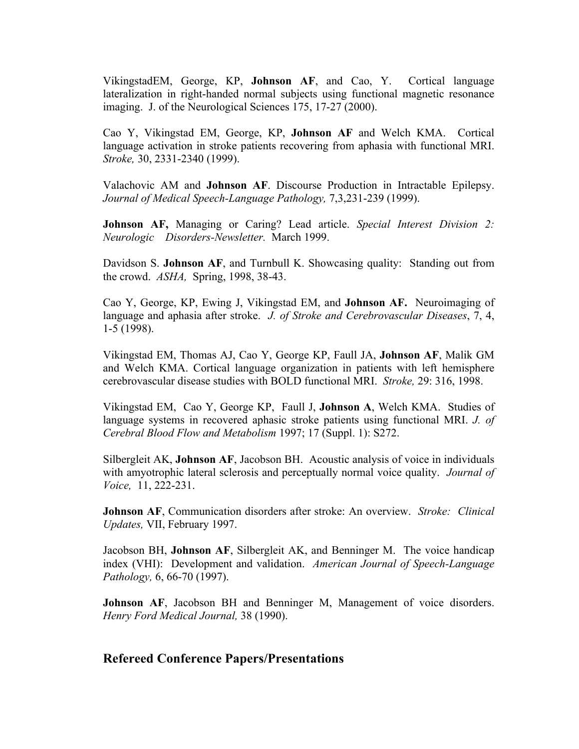VikingstadEM, George, KP, **Johnson AF**, and Cao, Y. Cortical language lateralization in right-handed normal subjects using functional magnetic resonance imaging. J. of the Neurological Sciences 175, 17-27 (2000).

Cao Y, Vikingstad EM, George, KP, **Johnson AF** and Welch KMA. Cortical language activation in stroke patients recovering from aphasia with functional MRI. *Stroke,* 30, 2331-2340 (1999).

Valachovic AM and **Johnson AF**. Discourse Production in Intractable Epilepsy. *Journal of Medical Speech-Language Pathology,* 7,3,231-239 (1999).

**Johnson AF,** Managing or Caring? Lead article. *Special Interest Division 2: Neurologic Disorders-Newsletter.* March 1999.

Davidson S. **Johnson AF**, and Turnbull K. Showcasing quality: Standing out from the crowd. *ASHA,* Spring, 1998, 38-43.

Cao Y, George, KP, Ewing J, Vikingstad EM, and **Johnson AF.** Neuroimaging of language and aphasia after stroke. *J. of Stroke and Cerebrovascular Diseases*, 7, 4, 1-5 (1998).

Vikingstad EM, Thomas AJ, Cao Y, George KP, Faull JA, **Johnson AF**, Malik GM and Welch KMA. Cortical language organization in patients with left hemisphere cerebrovascular disease studies with BOLD functional MRI. *Stroke,* 29: 316, 1998.

Vikingstad EM, Cao Y, George KP, Faull J, **Johnson A**, Welch KMA. Studies of language systems in recovered aphasic stroke patients using functional MRI. *J. of Cerebral Blood Flow and Metabolism* 1997; 17 (Suppl. 1): S272.

Silbergleit AK, **Johnson AF**, Jacobson BH. Acoustic analysis of voice in individuals with amyotrophic lateral sclerosis and perceptually normal voice quality. *Journal of Voice,* 11, 222-231.

**Johnson AF**, Communication disorders after stroke: An overview. *Stroke: Clinical Updates,* VII, February 1997.

Jacobson BH, **Johnson AF**, Silbergleit AK, and Benninger M. The voice handicap index (VHI): Development and validation. *American Journal of Speech-Language Pathology,* 6, 66-70 (1997).

**Johnson AF**, Jacobson BH and Benninger M, Management of voice disorders. *Henry Ford Medical Journal,* 38 (1990).

## Refereed Conference Papers/Presentations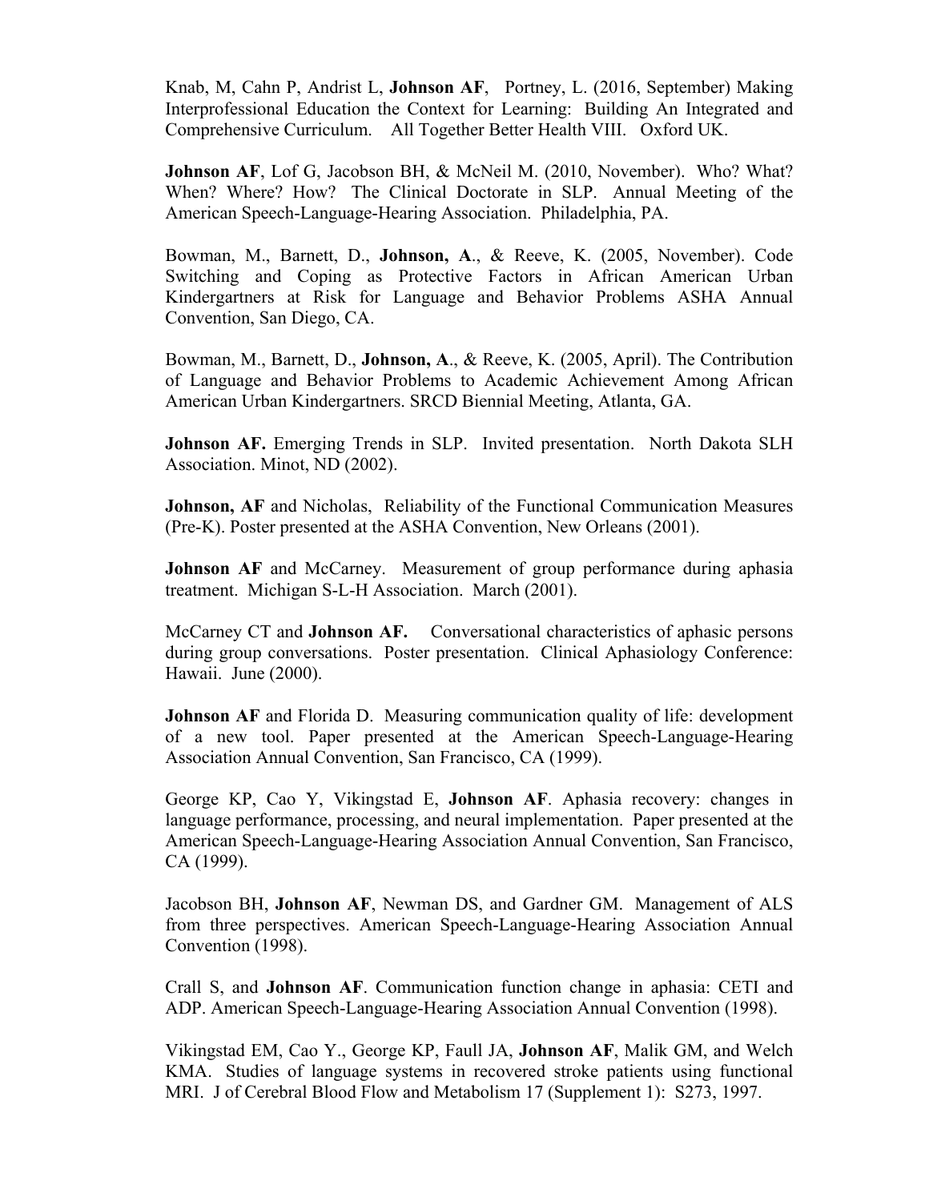Knab, M, Cahn P, Andrist L, **Johnson AF**, Portney, L. (2016, September) Making Interprofessional Education the Context for Learning: Building An Integrated and Comprehensive Curriculum. All Together Better Health VIII. Oxford UK.

**Johnson AF**, Lof G, Jacobson BH, & McNeil M. (2010, November). Who? What? When? Where? How? The Clinical Doctorate in SLP. Annual Meeting of the American Speech-Language-Hearing Association. Philadelphia, PA.

Bowman, M., Barnett, D., **Johnson, A**., & Reeve, K. (2005, November). Code Switching and Coping as Protective Factors in African American Urban Kindergartners at Risk for Language and Behavior Problems ASHA Annual Convention, San Diego, CA.

Bowman, M., Barnett, D., **Johnson, A**., & Reeve, K. (2005, April). The Contribution of Language and Behavior Problems to Academic Achievement Among African American Urban Kindergartners. SRCD Biennial Meeting, Atlanta, GA.

**Johnson AF.** Emerging Trends in SLP. Invited presentation. North Dakota SLH Association. Minot, ND (2002).

**Johnson, AF** and Nicholas, Reliability of the Functional Communication Measures (Pre-K). Poster presented at the ASHA Convention, New Orleans (2001).

**Johnson AF** and McCarney. Measurement of group performance during aphasia treatment. Michigan S-L-H Association. March (2001).

McCarney CT and **Johnson AF.** Conversational characteristics of aphasic persons during group conversations. Poster presentation. Clinical Aphasiology Conference: Hawaii. June (2000).

**Johnson AF** and Florida D. Measuring communication quality of life: development of a new tool. Paper presented at the American Speech-Language-Hearing Association Annual Convention, San Francisco, CA (1999).

George KP, Cao Y, Vikingstad E, **Johnson AF**. Aphasia recovery: changes in language performance, processing, and neural implementation. Paper presented at the American Speech-Language-Hearing Association Annual Convention, San Francisco, CA (1999).

Jacobson BH, **Johnson AF**, Newman DS, and Gardner GM. Management of ALS from three perspectives. American Speech-Language-Hearing Association Annual Convention (1998).

Crall S, and **Johnson AF**. Communication function change in aphasia: CETI and ADP. American Speech-Language-Hearing Association Annual Convention (1998).

Vikingstad EM, Cao Y., George KP, Faull JA, **Johnson AF**, Malik GM, and Welch KMA. Studies of language systems in recovered stroke patients using functional MRI. J of Cerebral Blood Flow and Metabolism 17 (Supplement 1): S273, 1997.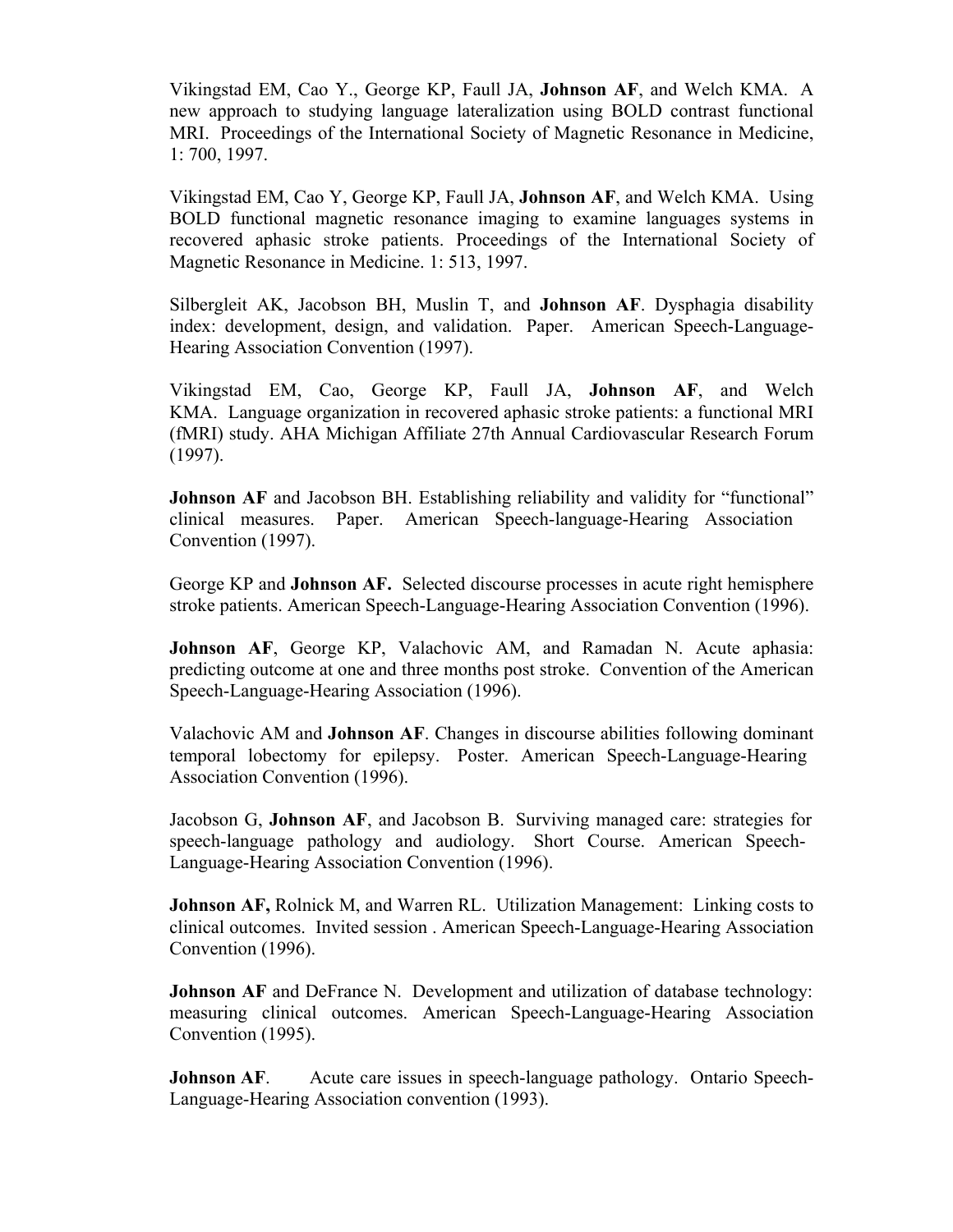Vikingstad EM, Cao Y., George KP, Faull JA, **Johnson AF**, and Welch KMA. A new approach to studying language lateralization using BOLD contrast functional MRI. Proceedings of the International Society of Magnetic Resonance in Medicine, 1: 700, 1997.

Vikingstad EM, Cao Y, George KP, Faull JA, **Johnson AF**, and Welch KMA. Using BOLD functional magnetic resonance imaging to examine languages systems in recovered aphasic stroke patients. Proceedings of the International Society of Magnetic Resonance in Medicine. 1: 513, 1997.

Silbergleit AK, Jacobson BH, Muslin T, and **Johnson AF**. Dysphagia disability index: development, design, and validation. Paper. American Speech-Language-Hearing Association Convention (1997).

Vikingstad EM, Cao, George KP, Faull JA, **Johnson AF**, and Welch KMA. Language organization in recovered aphasic stroke patients: a functional MRI (fMRI) study. AHA Michigan Affiliate 27th Annual Cardiovascular Research Forum (1997).

**Johnson AF** and Jacobson BH. Establishing reliability and validity for "functional" clinical measures. Paper. American Speech-language-Hearing Association Convention (1997).

George KP and **Johnson AF.** Selected discourse processes in acute right hemisphere stroke patients. American Speech-Language-Hearing Association Convention (1996).

**Johnson AF**, George KP, Valachovic AM, and Ramadan N. Acute aphasia: predicting outcome at one and three months post stroke. Convention of the American Speech-Language-Hearing Association (1996).

Valachovic AM and **Johnson AF**. Changes in discourse abilities following dominant temporal lobectomy for epilepsy. Poster. American Speech-Language-Hearing Association Convention (1996).

Jacobson G, **Johnson AF**, and Jacobson B. Surviving managed care: strategies for speech-language pathology and audiology. Short Course. American Speech-Language-Hearing Association Convention (1996).

**Johnson AF,** Rolnick M, and Warren RL. Utilization Management: Linking costs to clinical outcomes. Invited session . American Speech-Language-Hearing Association Convention (1996).

**Johnson AF** and DeFrance N. Development and utilization of database technology: measuring clinical outcomes. American Speech-Language-Hearing Association Convention (1995).

**Johnson AF**. Acute care issues in speech-language pathology. Ontario Speech-Language-Hearing Association convention (1993).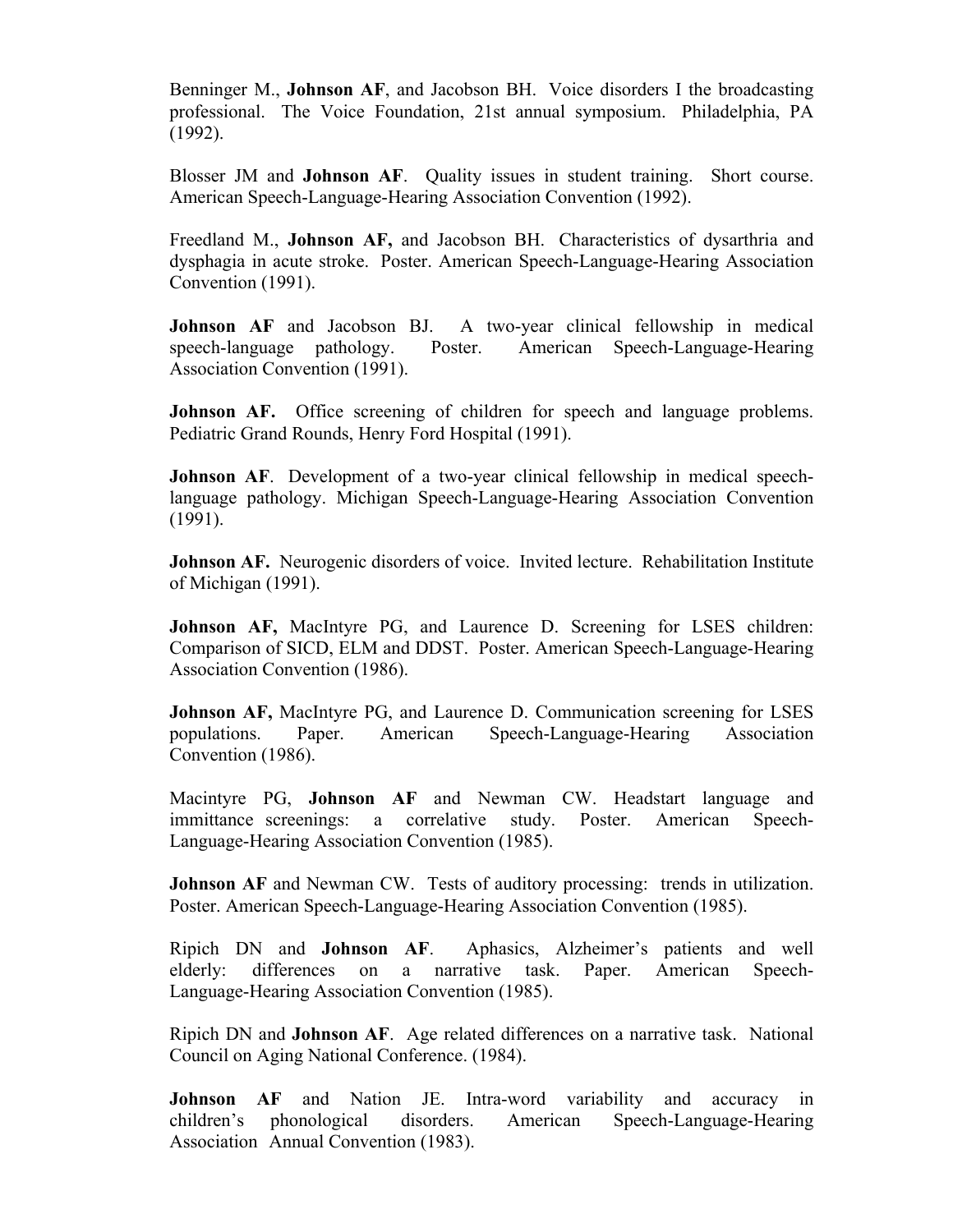Benninger M., **Johnson AF**, and Jacobson BH. Voice disorders I the broadcasting professional. The Voice Foundation, 21st annual symposium. Philadelphia, PA (1992).

Blosser JM and **Johnson AF**. Quality issues in student training. Short course. American Speech-Language-Hearing Association Convention (1992).

Freedland M., **Johnson AF,** and Jacobson BH. Characteristics of dysarthria and dysphagia in acute stroke. Poster. American Speech-Language-Hearing Association Convention (1991).

**Johnson AF** and Jacobson BJ. A two-year clinical fellowship in medical speech-language pathology. Poster. American Speech-Language-Hearing Association Convention (1991).

**Johnson AF.** Office screening of children for speech and language problems. Pediatric Grand Rounds, Henry Ford Hospital (1991).

**Johnson AF**. Development of a two-year clinical fellowship in medical speech-language pathology. Michigan Speech-Language-Hearing Association Convention (1991).

**Johnson AF.** Neurogenic disorders of voice. Invited lecture. Rehabilitation Institute of Michigan (1991).

**Johnson AF,** MacIntyre PG, and Laurence D. Screening for LSES children: Comparison of SICD, ELM and DDST. Poster. American Speech-Language-Hearing Association Convention (1986).

**Johnson AF,** MacIntyre PG, and Laurence D. Communication screening for LSES populations. Paper. American Speech-Language-Hearing Association Convention (1986).

Macintyre PG, **Johnson AF** and Newman CW. Headstart language and immittance screenings: a correlative study. Poster. American Speech-Language-Hearing Association Convention (1985).

**Johnson AF** and Newman CW. Tests of auditory processing: trends in utilization. Poster. American Speech-Language-Hearing Association Convention (1985).

Ripich DN and **Johnson AF**. Aphasics, Alzheimer's patients and well elderly: differences on a narrative task. Paper. American Speech-Language-Hearing Association Convention (1985).

Ripich DN and **Johnson AF**. Age related differences on a narrative task. National Council on Aging National Conference. (1984).

**Johnson AF** and Nation JE. Intra-word variability and accuracy in children's phonological disorders. American Speech-Language-Hearing Association Annual Convention (1983).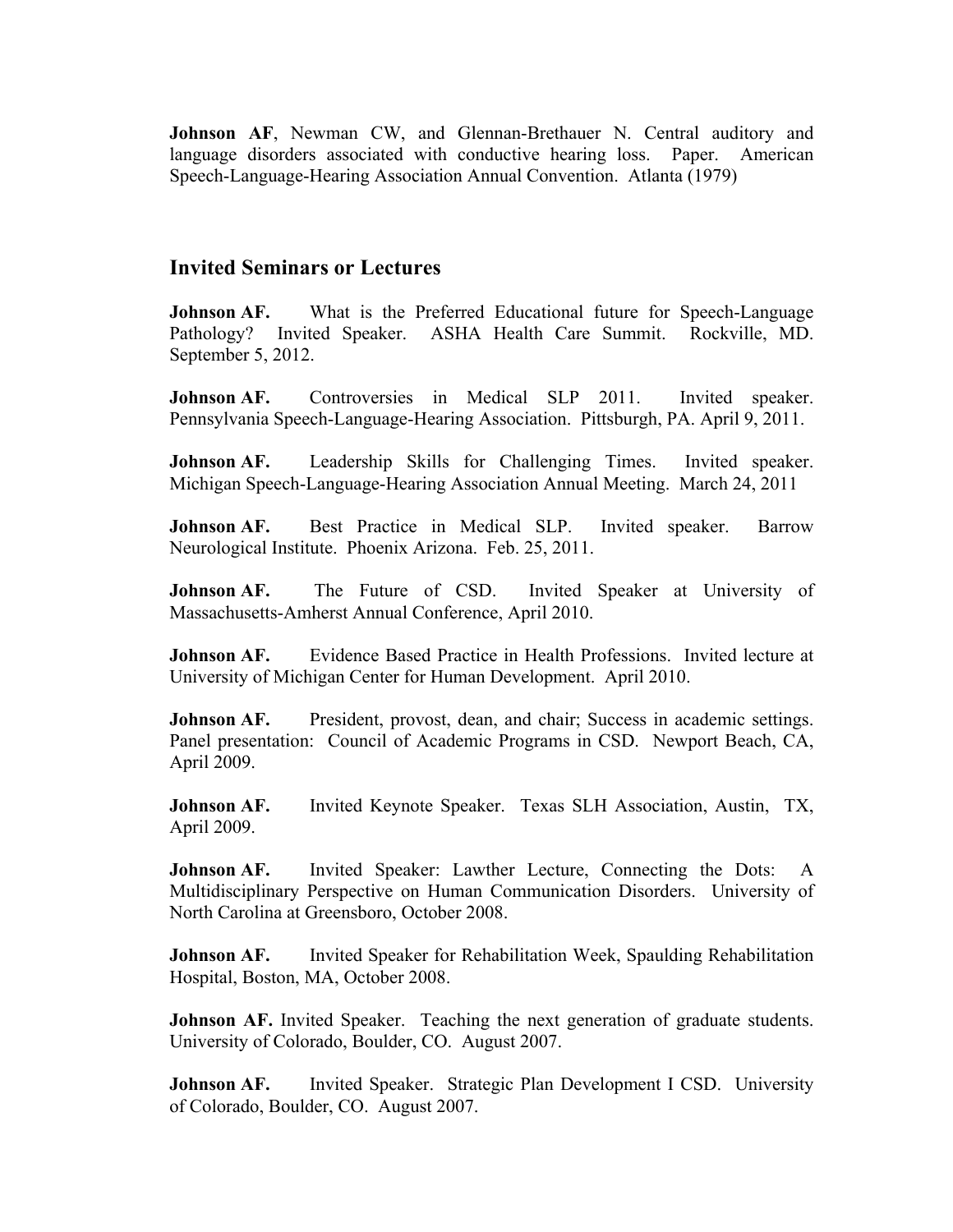**Johnson AF**, Newman CW, and Glennan-Brethauer N. Central auditory and language disorders associated with conductive hearing loss. Paper. American Speech-Language-Hearing Association Annual Convention. Atlanta (1979)

## Invited Seminars or Lectures

**Johnson AF.** What is the Preferred Educational future for Speech-Language Pathology? Invited Speaker. ASHA Health Care Summit. Rockville, MD. September 5, 2012.

**Johnson AF.** Controversies in Medical SLP 2011. Invited speaker. Pennsylvania Speech-Language-Hearing Association. Pittsburgh, PA. April 9, 2011.

**Johnson AF.** Leadership Skills for Challenging Times. Invited speaker. Michigan Speech-Language-Hearing Association Annual Meeting. March 24, 2011

**Johnson AF.** Best Practice in Medical SLP. Invited speaker. Barrow Neurological Institute. Phoenix Arizona. Feb. 25, 2011.

**Johnson AF.** The Future of CSD. Invited Speaker at University of Massachusetts-Amherst Annual Conference, April 2010.

**Johnson AF.** Evidence Based Practice in Health Professions. Invited lecture at University of Michigan Center for Human Development. April 2010.

**Johnson AF.** President, provost, dean, and chair; Success in academic settings. Panel presentation: Council of Academic Programs in CSD. Newport Beach, CA, April 2009.

**Johnson AF.** Invited Keynote Speaker. Texas SLH Association, Austin, TX, April 2009.

**Johnson AF.** Invited Speaker: Lawther Lecture, Connecting the Dots: A Multidisciplinary Perspective on Human Communication Disorders. University of North Carolina at Greensboro, October 2008.

**Johnson AF.** Invited Speaker for Rehabilitation Week, Spaulding Rehabilitation Hospital, Boston, MA, October 2008.

**Johnson AF.** Invited Speaker. Teaching the next generation of graduate students. University of Colorado, Boulder, CO. August 2007.

**Johnson AF.** Invited Speaker. Strategic Plan Development I CSD. University of Colorado, Boulder, CO. August 2007.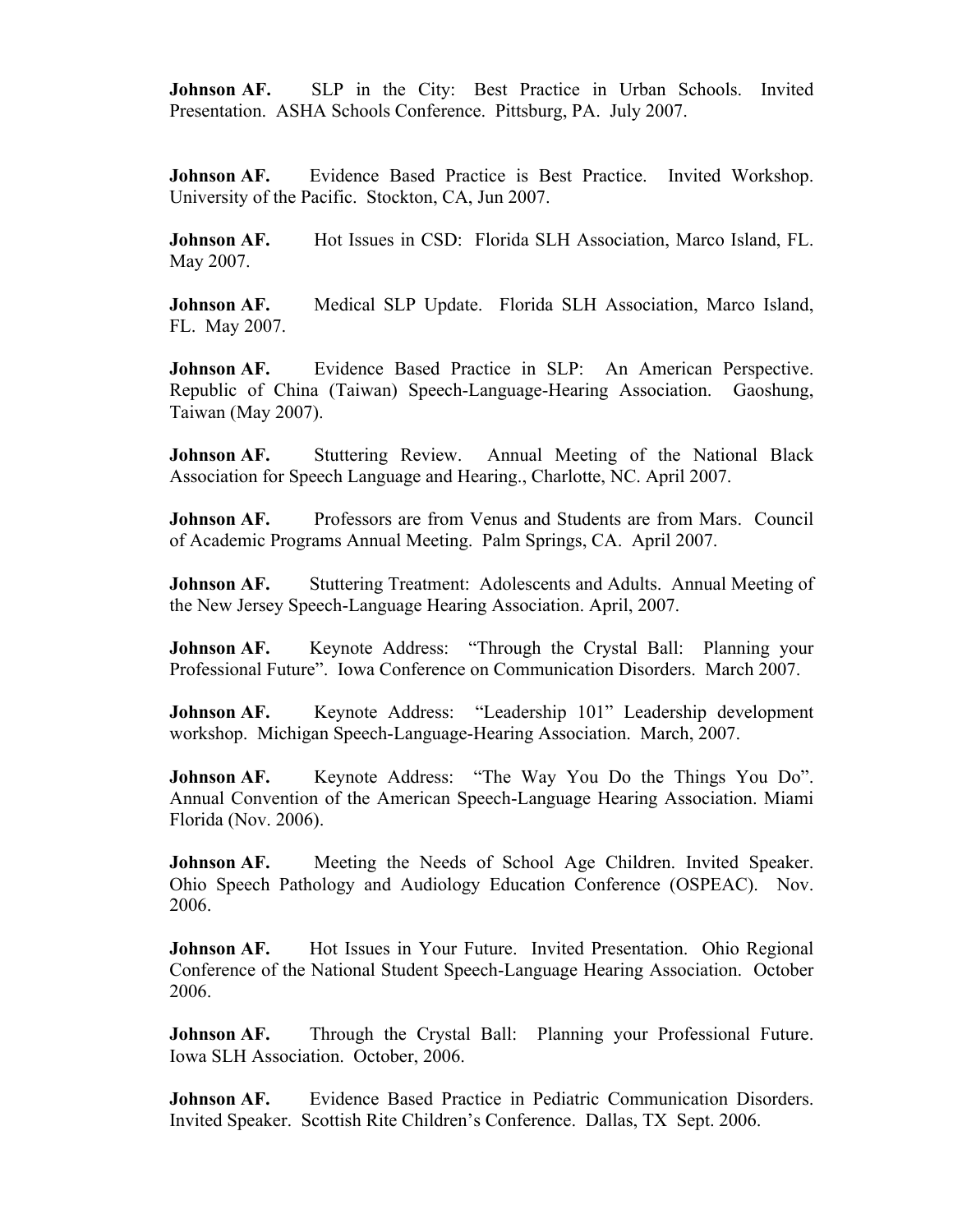**Johnson AF.** SLP in the City: Best Practice in Urban Schools. Invited Presentation. ASHA Schools Conference. Pittsburg, PA. July 2007.

**Johnson AF.** Evidence Based Practice is Best Practice. Invited Workshop. University of the Pacific. Stockton, CA, Jun 2007.

**Johnson AF.** Hot Issues in CSD: Florida SLH Association, Marco Island, FL. May 2007.

**Johnson AF.** Medical SLP Update. Florida SLH Association, Marco Island, FL. May 2007.

**Johnson AF.** Evidence Based Practice in SLP: An American Perspective. Republic of China (Taiwan) Speech-Language-Hearing Association. Gaoshung, Taiwan (May 2007).

**Johnson AF.** Stuttering Review. Annual Meeting of the National Black Association for Speech Language and Hearing., Charlotte, NC. April 2007.

**Johnson AF.** Professors are from Venus and Students are from Mars. Council of Academic Programs Annual Meeting. Palm Springs, CA. April 2007.

**Johnson AF.** Stuttering Treatment: Adolescents and Adults. Annual Meeting of the New Jersey Speech-Language Hearing Association. April, 2007.

**Johnson AF.** Keynote Address: "Through the Crystal Ball: Planning your Professional Future". Iowa Conference on Communication Disorders. March 2007.

**Johnson AF.** Keynote Address: "Leadership 101" Leadership development workshop. Michigan Speech-Language-Hearing Association. March, 2007.

**Johnson AF.** Keynote Address: "The Way You Do the Things You Do". Annual Convention of the American Speech-Language Hearing Association. Miami Florida (Nov. 2006).

**Johnson AF.** Meeting the Needs of School Age Children. Invited Speaker. Ohio Speech Pathology and Audiology Education Conference (OSPEAC). Nov. 2006.

**Johnson AF.** Hot Issues in Your Future. Invited Presentation. Ohio Regional Conference of the National Student Speech-Language Hearing Association. October 2006.

**Johnson AF.** Through the Crystal Ball: Planning your Professional Future. Iowa SLH Association. October, 2006.

**Johnson AF.** Evidence Based Practice in Pediatric Communication Disorders. Invited Speaker. Scottish Rite Children's Conference. Dallas, TX Sept. 2006.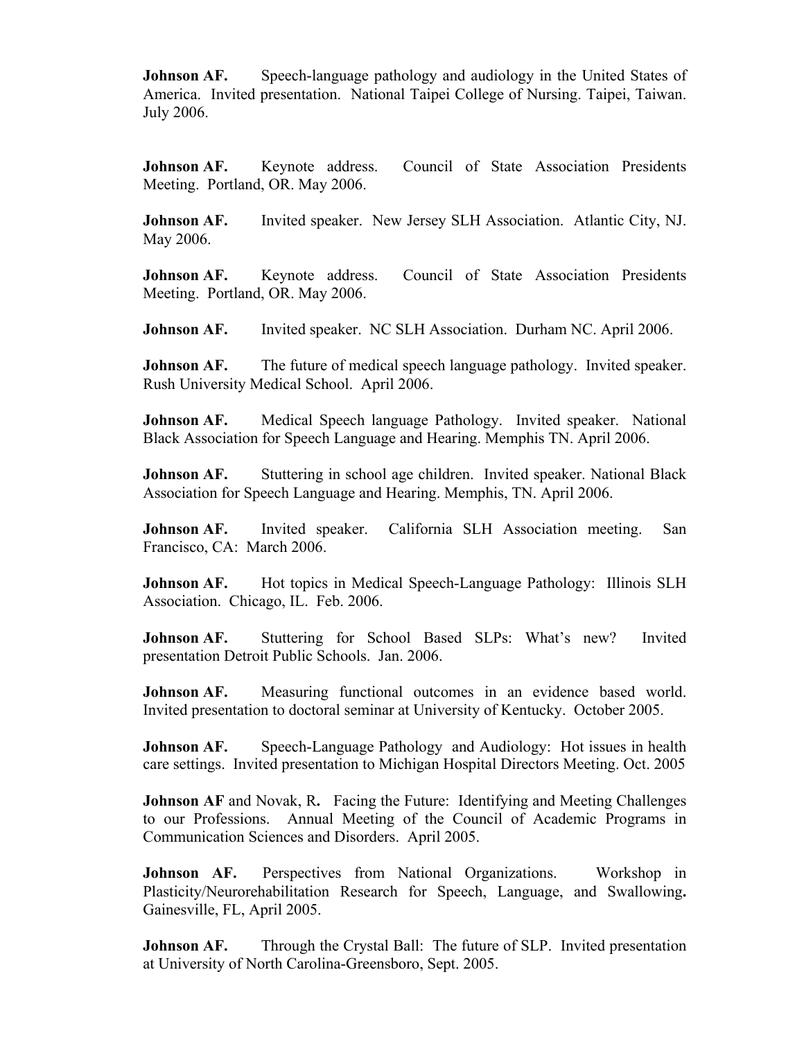**Johnson AF.** Speech-language pathology and audiology in the United States of America. Invited presentation. National Taipei College of Nursing. Taipei, Taiwan. July 2006.

**Johnson AF.** Keynote address. Council of State Association Presidents Meeting. Portland, OR. May 2006.

**Johnson AF.** Invited speaker. New Jersey SLH Association. Atlantic City, NJ. May 2006.

**Johnson AF.** Keynote address. Council of State Association Presidents Meeting. Portland, OR. May 2006.

**Johnson AF.** Invited speaker. NC SLH Association. Durham NC. April 2006.

**Johnson AF.** The future of medical speech language pathology. Invited speaker. Rush University Medical School. April 2006.

**Johnson AF.** Medical Speech language Pathology. Invited speaker. National Black Association for Speech Language and Hearing. Memphis TN. April 2006.

**Johnson AF.** Stuttering in school age children. Invited speaker. National Black Association for Speech Language and Hearing. Memphis, TN. April 2006.

**Johnson AF.** Invited speaker. California SLH Association meeting. San Francisco, CA: March 2006.

**Johnson AF.** Hot topics in Medical Speech-Language Pathology: Illinois SLH Association. Chicago, IL. Feb. 2006.

**Johnson AF.** Stuttering for School Based SLPs: What's new? Invited presentation Detroit Public Schools. Jan. 2006.

**Johnson AF.** Measuring functional outcomes in an evidence based world. Invited presentation to doctoral seminar at University of Kentucky. October 2005.

**Johnson AF.** Speech-Language Pathology and Audiology: Hot issues in health care settings. Invited presentation to Michigan Hospital Directors Meeting. Oct. 2005

**Johnson AF** and Novak, R**.** Facing the Future: Identifying and Meeting Challenges to our Professions. Annual Meeting of the Council of Academic Programs in Communication Sciences and Disorders. April 2005.

**Johnson AF.** Perspectives from National Organizations. Workshop in Plasticity/Neurorehabilitation Research for Speech, Language, and Swallowing**.** Gainesville, FL, April 2005.

**Johnson AF.** Through the Crystal Ball: The future of SLP. Invited presentation at University of North Carolina-Greensboro, Sept. 2005.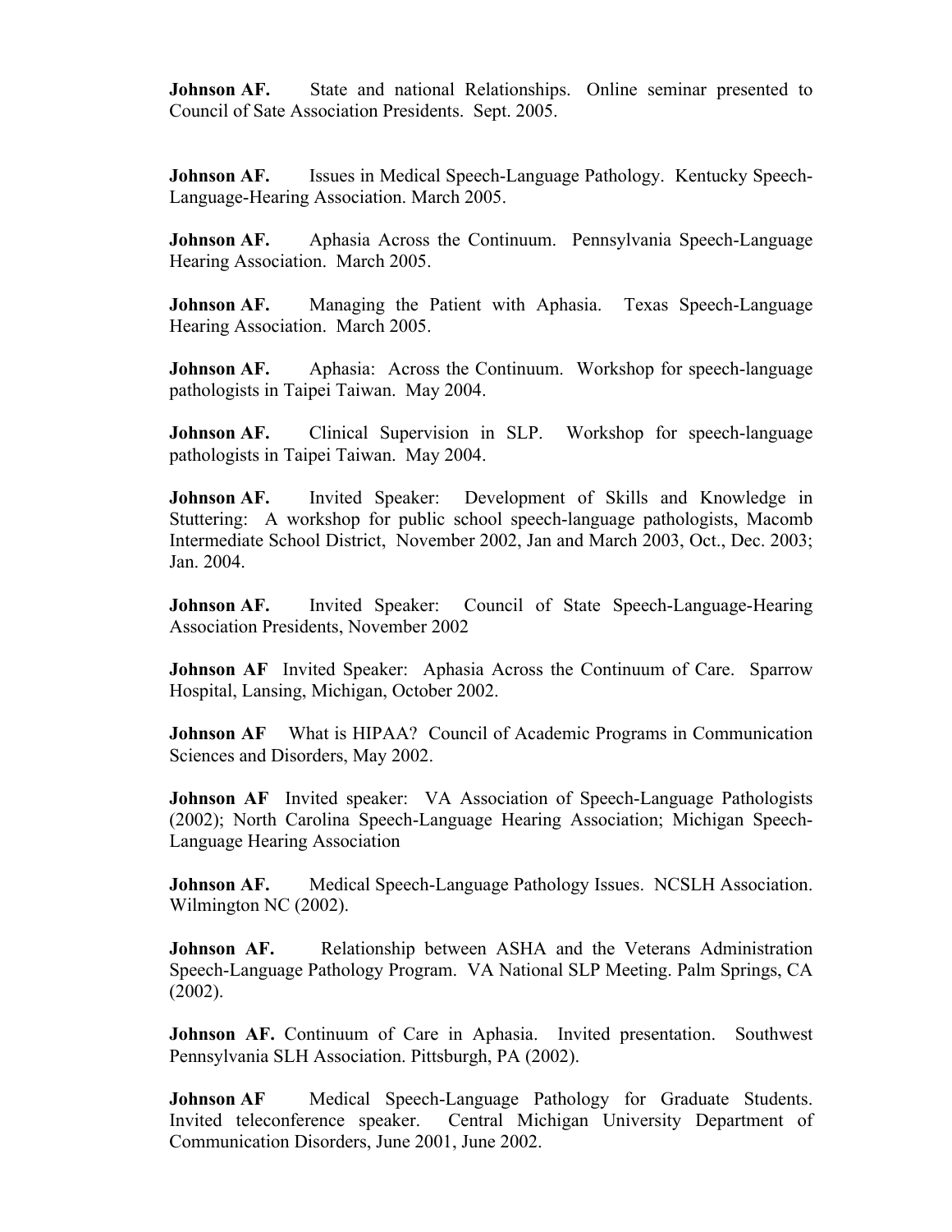**Johnson AF.** State and national Relationships. Online seminar presented to Council of Sate Association Presidents. Sept. 2005.

**Johnson AF.** Issues in Medical Speech-Language Pathology. Kentucky Speech-Language-Hearing Association. March 2005.

**Johnson AF.** Aphasia Across the Continuum. Pennsylvania Speech-Language Hearing Association. March 2005.

**Johnson AF.** Managing the Patient with Aphasia. Texas Speech-Language Hearing Association. March 2005.

**Johnson AF.** Aphasia: Across the Continuum. Workshop for speech-language pathologists in Taipei Taiwan. May 2004.

**Johnson AF.** Clinical Supervision in SLP. Workshop for speech-language pathologists in Taipei Taiwan. May 2004.

**Johnson AF.** Invited Speaker: Development of Skills and Knowledge in Stuttering: A workshop for public school speech-language pathologists, Macomb Intermediate School District, November 2002, Jan and March 2003, Oct., Dec. 2003; Jan. 2004.

**Johnson AF.** Invited Speaker: Council of State Speech-Language-Hearing Association Presidents, November 2002

**Johnson AF** Invited Speaker: Aphasia Across the Continuum of Care. Sparrow Hospital, Lansing, Michigan, October 2002.

**Johnson AF** What is HIPAA? Council of Academic Programs in Communication Sciences and Disorders, May 2002.

**Johnson AF** Invited speaker: VA Association of Speech-Language Pathologists (2002); North Carolina Speech-Language Hearing Association; Michigan Speech-Language Hearing Association

**Johnson AF.** Medical Speech-Language Pathology Issues. NCSLH Association. Wilmington NC (2002).

**Johnson AF.** Relationship between ASHA and the Veterans Administration Speech-Language Pathology Program. VA National SLP Meeting. Palm Springs, CA (2002).

**Johnson AF.** Continuum of Care in Aphasia. Invited presentation. Southwest Pennsylvania SLH Association. Pittsburgh, PA (2002).

**Johnson AF** Medical Speech-Language Pathology for Graduate Students. Invited teleconference speaker. Central Michigan University Department of Communication Disorders, June 2001, June 2002.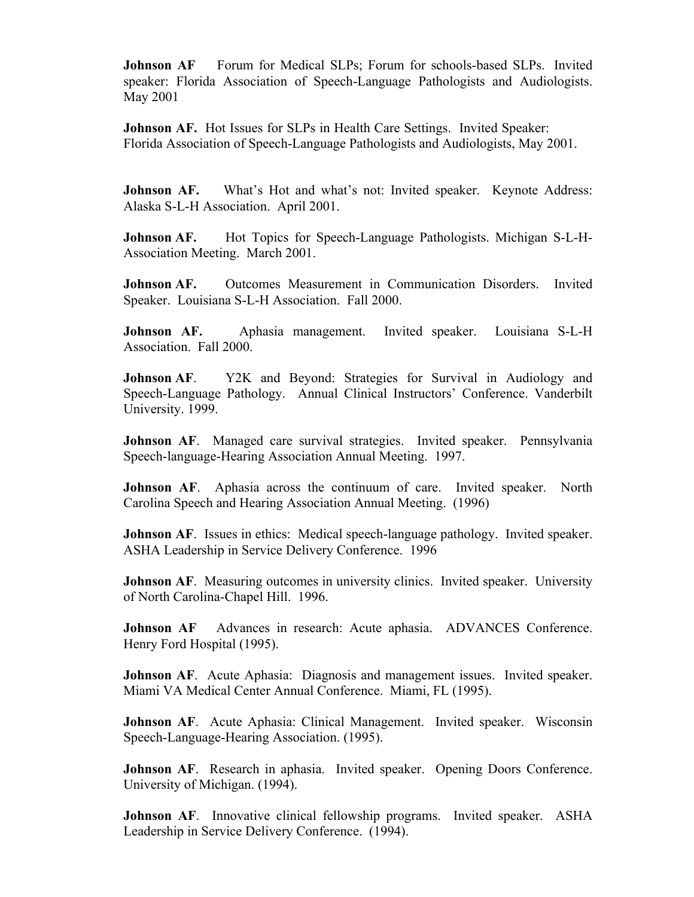**Johnson AF** Forum for Medical SLPs; Forum for schools-based SLPs. Invited speaker: Florida Association of Speech-Language Pathologists and Audiologists. May 2001

**Johnson AF.** Hot Issues for SLPs in Health Care Settings. Invited Speaker: Florida Association of Speech-Language Pathologists and Audiologists, May 2001.

**Johnson AF.** What's Hot and what's not: Invited speaker. Keynote Address: Alaska S-L-H Association. April 2001.

**Johnson AF.** Hot Topics for Speech-Language Pathologists. Michigan S-L-H-Association Meeting. March 2001.

**Johnson AF.** Outcomes Measurement in Communication Disorders. Invited Speaker. Louisiana S-L-H Association. Fall 2000.

**Johnson AF.** Aphasia management. Invited speaker. Louisiana S-L-H Association. Fall 2000.

**Johnson AF**. Y2K and Beyond: Strategies for Survival in Audiology and Speech-Language Pathology. Annual Clinical Instructors' Conference. Vanderbilt University. 1999.

**Johnson AF**. Managed care survival strategies. Invited speaker. Pennsylvania Speech-language-Hearing Association Annual Meeting. 1997.

**Johnson AF**. Aphasia across the continuum of care. Invited speaker. North Carolina Speech and Hearing Association Annual Meeting. (1996)

**Johnson AF**. Issues in ethics: Medical speech-language pathology. Invited speaker. ASHA Leadership in Service Delivery Conference. 1996

**Johnson AF**. Measuring outcomes in university clinics. Invited speaker. University of North Carolina-Chapel Hill. 1996.

**Johnson AF** Advances in research: Acute aphasia. ADVANCES Conference. Henry Ford Hospital (1995).

**Johnson AF**. Acute Aphasia: Diagnosis and management issues. Invited speaker. Miami VA Medical Center Annual Conference. Miami, FL (1995).

**Johnson AF**. Acute Aphasia: Clinical Management. Invited speaker. Wisconsin Speech-Language-Hearing Association. (1995).

**Johnson AF**. Research in aphasia. Invited speaker. Opening Doors Conference. University of Michigan. (1994).

**Johnson AF**. Innovative clinical fellowship programs. Invited speaker. ASHA Leadership in Service Delivery Conference. (1994).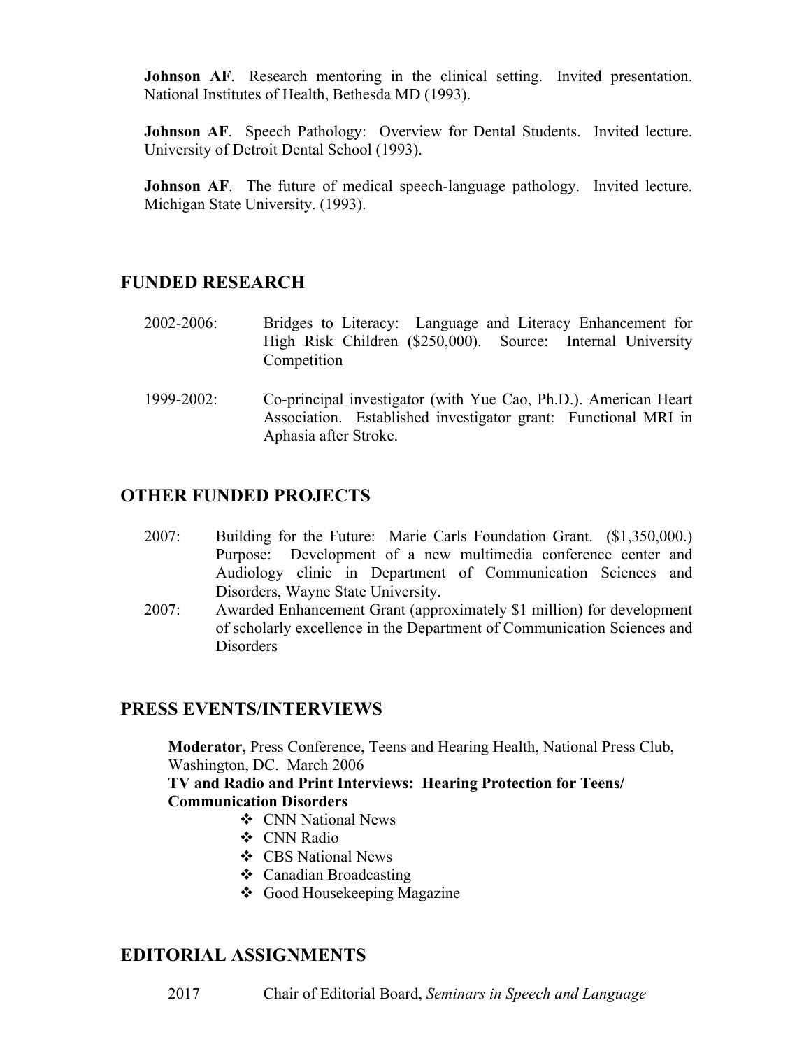**Johnson AF**. Research mentoring in the clinical setting. Invited presentation. National Institutes of Health, Bethesda MD (1993).

**Johnson AF**. Speech Pathology: Overview for Dental Students. Invited lecture. University of Detroit Dental School (1993).

**Johnson AF**. The future of medical speech-language pathology. Invited lecture. Michigan State University. (1993).

## FUNDED RESEARCH

2002-2006: Bridges to Literacy: Language and Literacy Enhancement for High Risk Children ($250,000). Source: Internal University Competition

1999-2002: Co-principal investigator (with Yue Cao, Ph.D.). American Heart Association. Established investigator grant: Functional MRI in Aphasia after Stroke.

## OTHER FUNDED PROJECTS

2007: Building for the Future: Marie Carls Foundation Grant. ($1,350,000.) Purpose: Development of a new multimedia conference center and Audiology clinic in Department of Communication Sciences and Disorders, Wayne State University.

2007: Awarded Enhancement Grant (approximately $1 million) for development of scholarly excellence in the Department of Communication Sciences and Disorders

## PRESS EVENTS/INTERVIEWS

**Moderator,** Press Conference, Teens and Hearing Health, National Press Club, Washington, DC. March 2006

**TV and Radio and Print Interviews: Hearing Protection for Teens/ Communication Disorders**

- CNN National News
- CNN Radio
- CBS National News
- Canadian Broadcasting
- Good Housekeeping Magazine

## EDITORIAL ASSIGNMENTS

2017 Chair of Editorial Board, *Seminars in Speech and Language*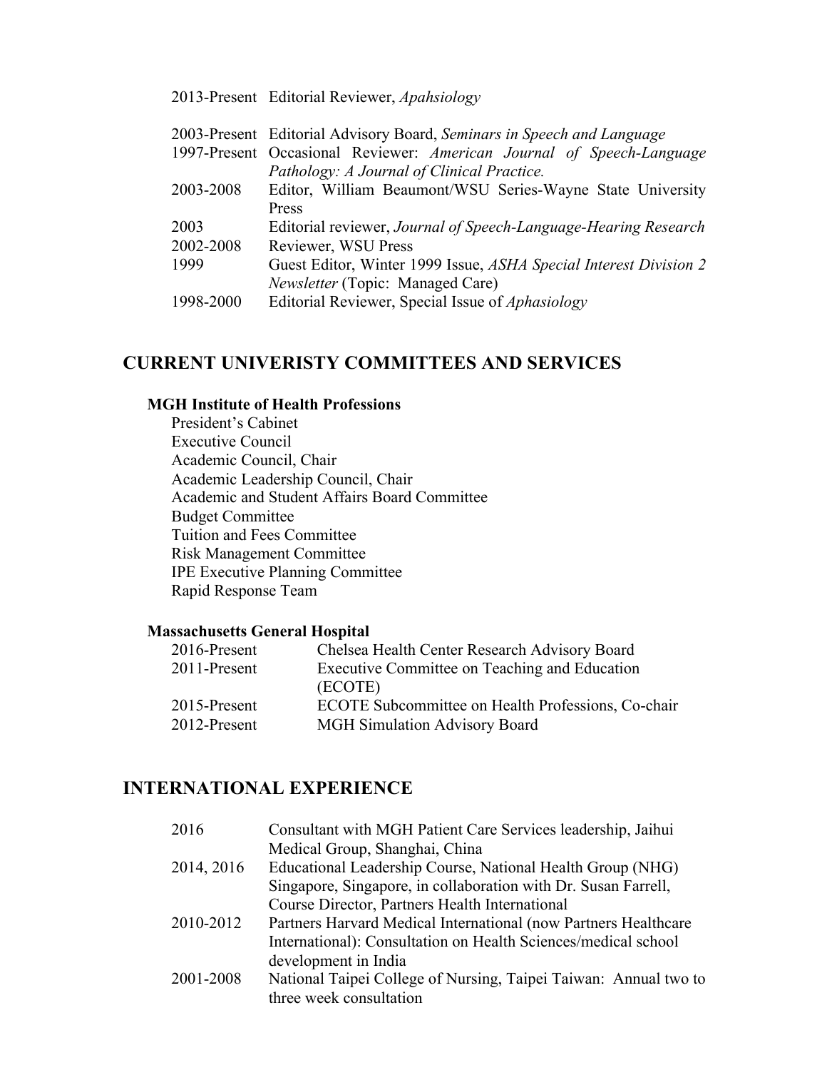2013-Present Editorial Reviewer, *Apahsiology*

| | |
|---|---|
| 2003-Present | Editorial Advisory Board, *Seminars in Speech and Language* |
| 1997-Present | Occasional Reviewer: *American Journal of Speech-Language Pathology: A Journal of Clinical Practice.* |
| 2003-2008 | Editor, William Beaumont/WSU Series-Wayne State University Press |
| 2003 | Editorial reviewer, *Journal of Speech-Language-Hearing Research* |
| 2002-2008 | Reviewer, WSU Press |
| 1999 | Guest Editor, Winter 1999 Issue, *ASHA Special Interest Division 2 Newsletter* (Topic: Managed Care) |
| 1998-2000 | Editorial Reviewer, Special Issue of *Aphasiology* |

## CURRENT UNIVERISTY COMMITTEES AND SERVICES

**MGH Institute of Health Professions**

President's Cabinet
Executive Council
Academic Council, Chair
Academic Leadership Council, Chair
Academic and Student Affairs Board Committee
Budget Committee
Tuition and Fees Committee
Risk Management Committee
IPE Executive Planning Committee
Rapid Response Team

**Massachusetts General Hospital**

| | |
|---|---|
| 2016-Present | Chelsea Health Center Research Advisory Board |
| 2011-Present | Executive Committee on Teaching and Education (ECOTE) |
| 2015-Present | ECOTE Subcommittee on Health Professions, Co-chair |
| 2012-Present | MGH Simulation Advisory Board |

## INTERNATIONAL EXPERIENCE

| | |
|---|---|
| 2016 | Consultant with MGH Patient Care Services leadership, Jaihui Medical Group, Shanghai, China |
| 2014, 2016 | Educational Leadership Course, National Health Group (NHG) Singapore, Singapore, in collaboration with Dr. Susan Farrell, Course Director, Partners Health International |
| 2010-2012 | Partners Harvard Medical International (now Partners Healthcare International): Consultation on Health Sciences/medical school development in India |
| 2001-2008 | National Taipei College of Nursing, Taipei Taiwan: Annual two to three week consultation |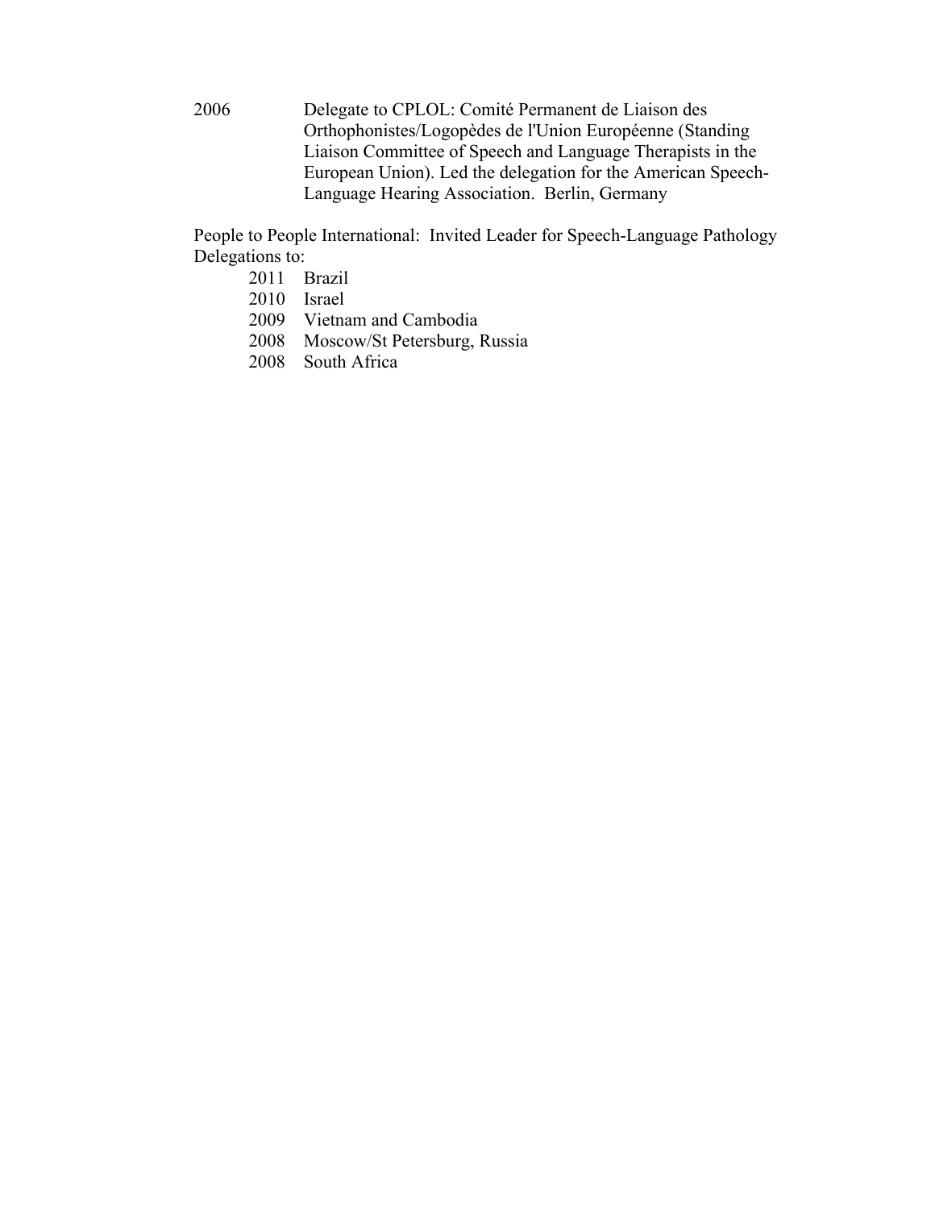2006 Delegate to CPLOL: Comité Permanent de Liaison des Orthophonistes/Logopèdes de l'Union Européenne (Standing Liaison Committee of Speech and Language Therapists in the European Union). Led the delegation for the American Speech-Language Hearing Association. Berlin, Germany

People to People International: Invited Leader for Speech-Language Pathology Delegations to:

- 2011 Brazil
- 2010 Israel
- 2009 Vietnam and Cambodia
- 2008 Moscow/St Petersburg, Russia
- 2008 South Africa